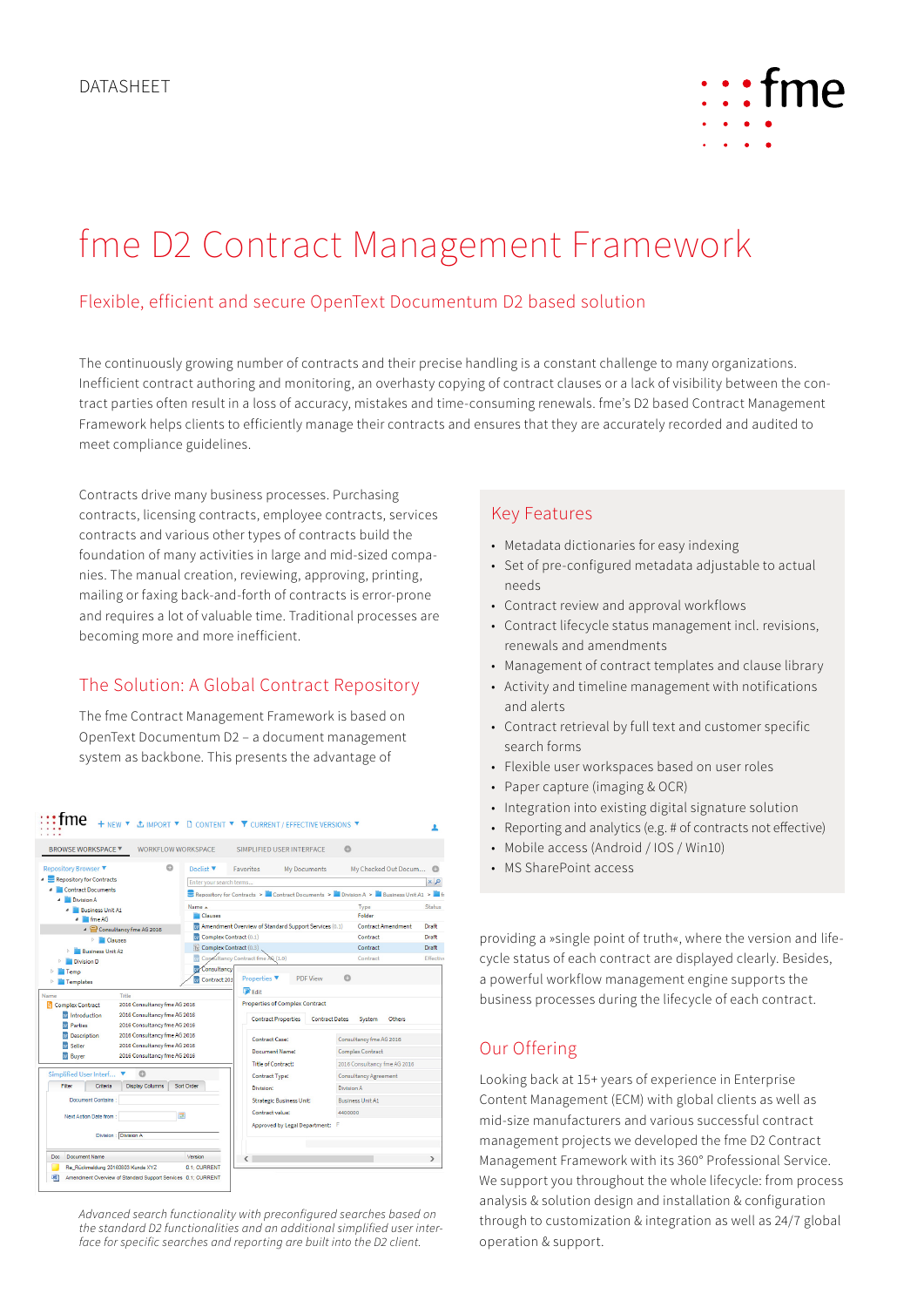DATASHEET

# fme D2 Contract Management Framework

## Flexible, efficient and secure OpenText Documentum D2 based solution

The continuously growing number of contracts and their precise handling is a constant challenge to many organizations. Inefficient contract authoring and monitoring, an overhasty copying of contract clauses or a lack of visibility between the contract parties often result in a loss of accuracy, mistakes and time-consuming renewals. fme's D2 based Contract Management Framework helps clients to efficiently manage their contracts and ensures that they are accurately recorded and audited to meet compliance guidelines.

Contracts drive many business processes. Purchasing contracts, licensing contracts, employee contracts, services contracts and various other types of contracts build the foundation of many activities in large and mid-sized companies. The manual creation, reviewing, approving, printing, mailing or faxing back-and-forth of contracts is error-prone and requires a lot of valuable time. Traditional processes are becoming more and more inefficient.

## The Solution: A Global Contract Repository

The fme Contract Management Framework is based on OpenText Documentum D2 – a document management system as backbone. This presents the advantage of providing a »single point of truth«, where the version and lifecycle status of each contract are displayed clearly. Besides, a powerful workflow management engine supports the business processes during the lifecycle of each contract.

*Advanced search functionality with preconfigured searches based on the standard D2 functionalities and an additional simplified user interface for specific searches and reporting are built into the D2 client.*

## Key Features

- Metadata dictionaries for easy indexing
- Set of pre-configured metadata adjustable to actual needs
- Contract review and approval workflows
- Contract lifecycle status management incl. revisions, renewals and amendments
- Management of contract templates and clause library
- Activity and timeline management with notifications and alerts
- Contract retrieval by full text and customer specific search forms
- Flexible user workspaces based on user roles
- Paper capture (imaging & OCR)
- Integration into existing digital signature solution
- Reporting and analytics (e.g. # of contracts not effective)
- Mobile access (Android / IOS / Win10)
- MS SharePoint access

## Our Offering

Looking back at 15+ years of experience in Enterprise Content Management (ECM) with global clients as well as mid-size manufacturers and various successful contract management projects we developed the fme D2 Contract Management Framework with its 360° Professional Service. We support you throughout the whole lifecycle: from process analysis & solution design and installation & configuration through to customization & integration as well as 24/7 global operation & support.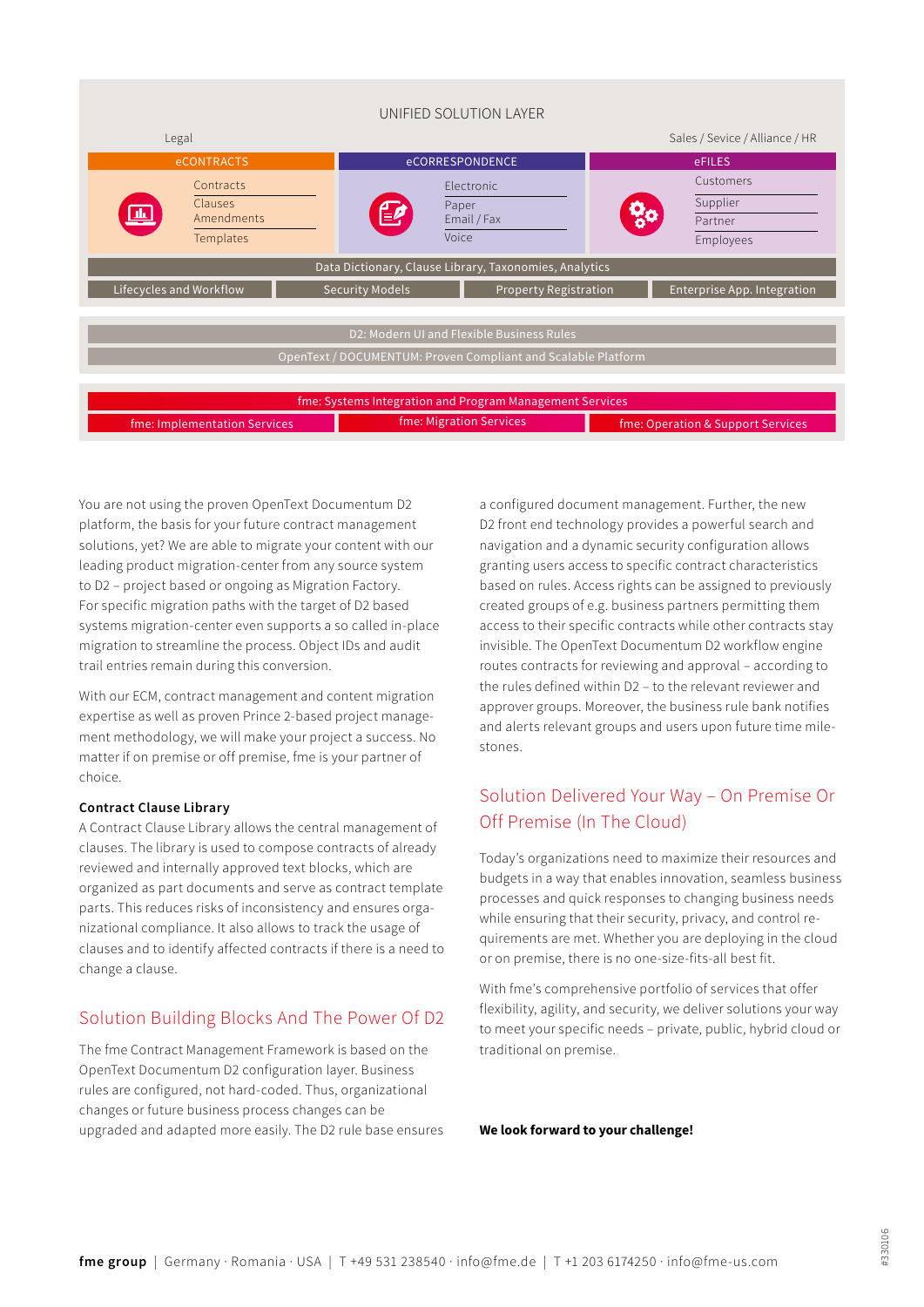UNIFIED SOLUTION LAYER

Legal

Sales / Sevice / Alliance / HR

eCONTRACTS

Contracts
Clauses
Amendments
Templates

eCORRESPONDENCE

Electronic
Paper
Email / Fax
Voice

eFILES

Customers
Supplier
Partner
Employees

Data Dictionary, Clause Library, Taxonomies, Analytics

Lifecycles and Workflow

Security Models

Property Registration

Enterprise App. Integration

D2: Modern UI and Flexible Business Rules

OpenText / DOCUMENTUM: Proven Compliant and Scalable Platform

fme: Systems Integration and Program Management Services

fme: Implementation Services

fme: Migration Services

fme: Operation & Support Services

You are not using the proven OpenText Documentum D2 platform, the basis for your future contract management solutions, yet? We are able to migrate your content with our leading product migration-center from any source system to D2 – project based or ongoing as Migration Factory. For specific migration paths with the target of D2 based systems migration-center even supports a so called in-place migration to streamline the process. Object IDs and audit trail entries remain during this conversion.

With our ECM, contract management and content migration expertise as well as proven Prince 2-based project management methodology, we will make your project a success. No matter if on premise or off premise, fme is your partner of choice.

**Contract Clause Library**

A Contract Clause Library allows the central management of clauses. The library is used to compose contracts of already reviewed and internally approved text blocks, which are organized as part documents and serve as contract template parts. This reduces risks of inconsistency and ensures organizational compliance. It also allows to track the usage of clauses and to identify affected contracts if there is a need to change a clause.

## Solution Building Blocks And The Power Of D2

The fme Contract Management Framework is based on the OpenText Documentum D2 configuration layer. Business rules are configured, not hard-coded. Thus, organizational changes or future business process changes can be upgraded and adapted more easily. The D2 rule base ensures a configured document management. Further, the new D2 front end technology provides a powerful search and navigation and a dynamic security configuration allows granting users access to specific contract characteristics based on rules. Access rights can be assigned to previously created groups of e.g. business partners permitting them access to their specific contracts while other contracts stay invisible. The OpenText Documentum D2 workflow engine routes contracts for reviewing and approval – according to the rules defined within D2 – to the relevant reviewer and approver groups. Moreover, the business rule bank notifies and alerts relevant groups and users upon future time milestones.

## Solution Delivered Your Way – On Premise Or Off Premise (In The Cloud)

Today's organizations need to maximize their resources and budgets in a way that enables innovation, seamless business processes and quick responses to changing business needs while ensuring that their security, privacy, and control requirements are met. Whether you are deploying in the cloud or on premise, there is no one-size-fits-all best fit.

With fme's comprehensive portfolio of services that offer flexibility, agility, and security, we deliver solutions your way to meet your specific needs – private, public, hybrid cloud or traditional on premise.

**We look forward to your challenge!**

**fme group** | Germany · Romania · USA | T +49 531 238540 · info@fme.de | T +1 203 6174250 · info@fme-us.com

#330106